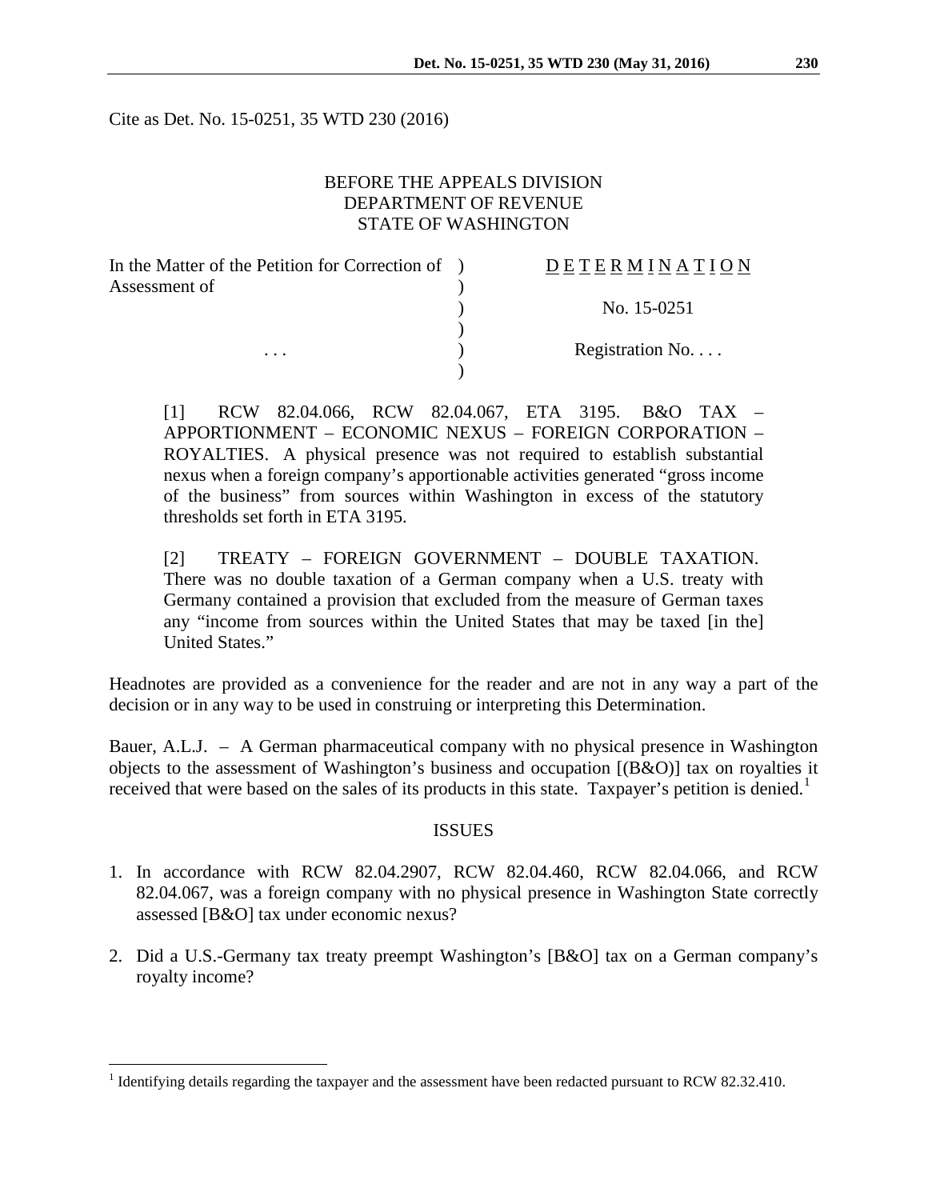Cite as Det. No. 15-0251, 35 WTD 230 (2016)

BEFORE THE APPEALS DIVISION
DEPARTMENT OF REVENUE
STATE OF WASHINGTON

| | | |
|---|---|---|
| In the Matter of the Petition for Correction of Assessment of | ) | <u>DETERMINATION</u> |
| | ) | No. 15-0251 |
| . . . | ) | Registration No. . . . |

[1] RCW 82.04.066, RCW 82.04.067, ETA 3195. B&O TAX – APPORTIONMENT – ECONOMIC NEXUS – FOREIGN CORPORATION – ROYALTIES. A physical presence was not required to establish substantial nexus when a foreign company's apportionable activities generated "gross income of the business" from sources within Washington in excess of the statutory thresholds set forth in ETA 3195.

[2] TREATY – FOREIGN GOVERNMENT – DOUBLE TAXATION. There was no double taxation of a German company when a U.S. treaty with Germany contained a provision that excluded from the measure of German taxes any "income from sources within the United States that may be taxed [in the] United States."

Headnotes are provided as a convenience for the reader and are not in any way a part of the decision or in any way to be used in construing or interpreting this Determination.

Bauer, A.L.J. – A German pharmaceutical company with no physical presence in Washington objects to the assessment of Washington's business and occupation [(B&O)] tax on royalties it received that were based on the sales of its products in this state. Taxpayer's petition is denied.[1]

## ISSUES

1. In accordance with RCW 82.04.2907, RCW 82.04.460, RCW 82.04.066, and RCW 82.04.067, was a foreign company with no physical presence in Washington State correctly assessed [B&O] tax under economic nexus?

2. Did a U.S.-Germany tax treaty preempt Washington's [B&O] tax on a German company's royalty income?

[1] Identifying details regarding the taxpayer and the assessment have been redacted pursuant to RCW 82.32.410.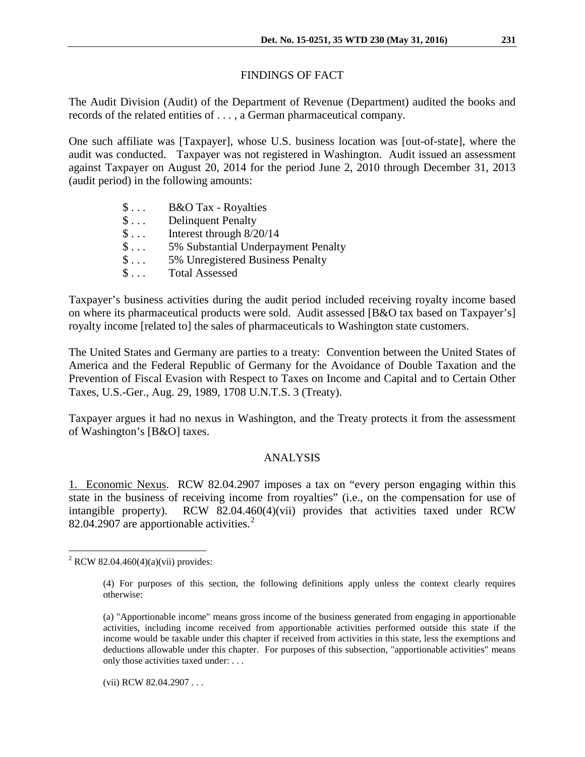## FINDINGS OF FACT

The Audit Division (Audit) of the Department of Revenue (Department) audited the books and records of the related entities of . . . , a German pharmaceutical company.

One such affiliate was [Taxpayer], whose U.S. business location was [out-of-state], where the audit was conducted. Taxpayer was not registered in Washington. Audit issued an assessment against Taxpayer on August 20, 2014 for the period June 2, 2010 through December 31, 2013 (audit period) in the following amounts:

| | |
|---|---|
| $ . . . | B&O Tax - Royalties |
| $ . . . | Delinquent Penalty |
| $ . . . | Interest through 8/20/14 |
| $ . . . | 5% Substantial Underpayment Penalty |
| $ . . . | 5% Unregistered Business Penalty |
| $ . . . | Total Assessed |

Taxpayer's business activities during the audit period included receiving royalty income based on where its pharmaceutical products were sold. Audit assessed [B&O tax based on Taxpayer's] royalty income [related to] the sales of pharmaceuticals to Washington state customers.

The United States and Germany are parties to a treaty: Convention between the United States of America and the Federal Republic of Germany for the Avoidance of Double Taxation and the Prevention of Fiscal Evasion with Respect to Taxes on Income and Capital and to Certain Other Taxes, U.S.-Ger., Aug. 29, 1989, 1708 U.N.T.S. 3 (Treaty).

Taxpayer argues it had no nexus in Washington, and the Treaty protects it from the assessment of Washington's [B&O] taxes.

## ANALYSIS

1. Economic Nexus. RCW 82.04.2907 imposes a tax on "every person engaging within this state in the business of receiving income from royalties" (i.e., on the compensation for use of intangible property). RCW 82.04.460(4)(vii) provides that activities taxed under RCW 82.04.2907 are apportionable activities.[2]

---

[2] RCW 82.04.460(4)(a)(vii) provides:

> (4) For purposes of this section, the following definitions apply unless the context clearly requires otherwise:
>
> (a) "Apportionable income" means gross income of the business generated from engaging in apportionable activities, including income received from apportionable activities performed outside this state if the income would be taxable under this chapter if received from activities in this state, less the exemptions and deductions allowable under this chapter. For purposes of this subsection, "apportionable activities" means only those activities taxed under: . . .
>
> (vii) RCW 82.04.2907 . . .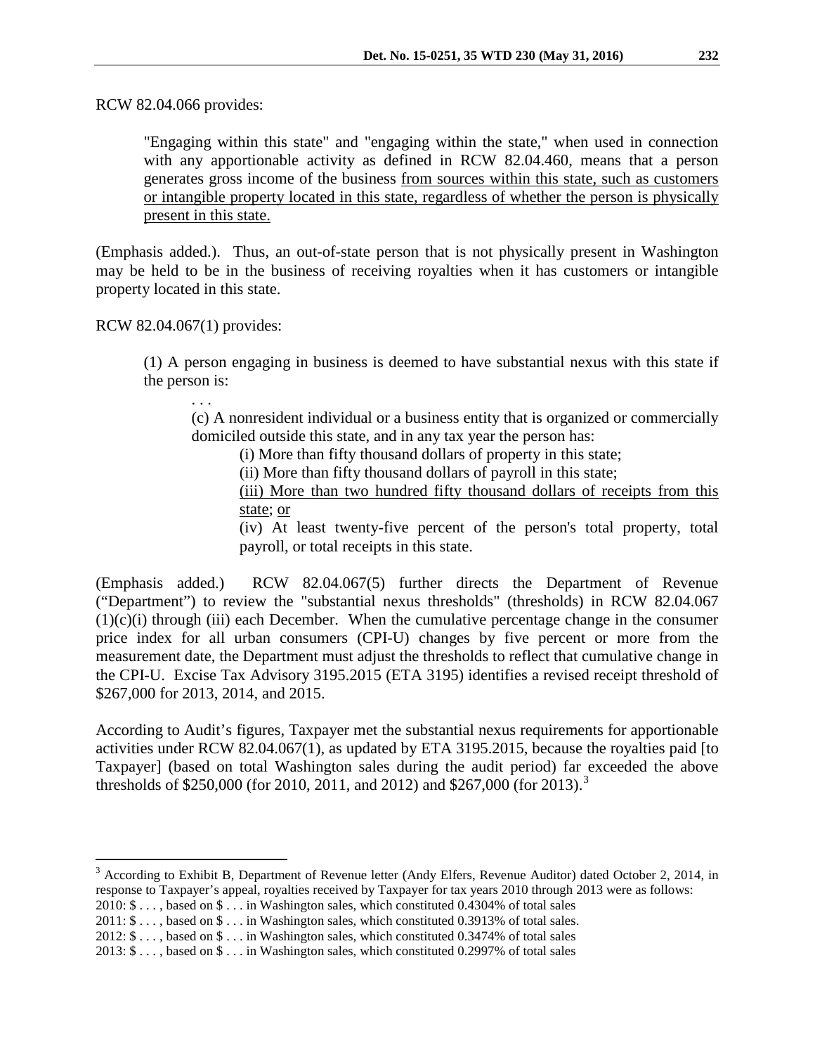RCW 82.04.066 provides:

> "Engaging within this state" and "engaging within the state," when used in connection with any apportionable activity as defined in RCW 82.04.460, means that a person generates gross income of the business <u>from sources within this state, such as customers or intangible property located in this state, regardless of whether the person is physically present in this state.</u>

(Emphasis added.). Thus, an out-of-state person that is not physically present in Washington may be held to be in the business of receiving royalties when it has customers or intangible property located in this state.

RCW 82.04.067(1) provides:

> (1) A person engaging in business is deemed to have substantial nexus with this state if the person is:
>
> > . . .
> >
> > (c) A nonresident individual or a business entity that is organized or commercially domiciled outside this state, and in any tax year the person has:
> >
> > > (i) More than fifty thousand dollars of property in this state;
> > >
> > > (ii) More than fifty thousand dollars of payroll in this state;
> > >
> > > <u>(iii) More than two hundred fifty thousand dollars of receipts from this state</u>; <u>or</u>
> > >
> > > (iv) At least twenty-five percent of the person's total property, total payroll, or total receipts in this state.

(Emphasis added.) RCW 82.04.067(5) further directs the Department of Revenue ("Department") to review the "substantial nexus thresholds" (thresholds) in RCW 82.04.067 (1)(c)(i) through (iii) each December. When the cumulative percentage change in the consumer price index for all urban consumers (CPI-U) changes by five percent or more from the measurement date, the Department must adjust the thresholds to reflect that cumulative change in the CPI-U. Excise Tax Advisory 3195.2015 (ETA 3195) identifies a revised receipt threshold of \$267,000 for 2013, 2014, and 2015.

According to Audit's figures, Taxpayer met the substantial nexus requirements for apportionable activities under RCW 82.04.067(1), as updated by ETA 3195.2015, because the royalties paid [to Taxpayer] (based on total Washington sales during the audit period) far exceeded the above thresholds of \$250,000 (for 2010, 2011, and 2012) and \$267,000 (for 2013).[3]

---

[3] According to Exhibit B, Department of Revenue letter (Andy Elfers, Revenue Auditor) dated October 2, 2014, in response to Taxpayer's appeal, royalties received by Taxpayer for tax years 2010 through 2013 were as follows:

2010: \$ . . . , based on \$ . . . in Washington sales, which constituted 0.4304% of total sales

2011: \$ . . . , based on \$ . . . in Washington sales, which constituted 0.3913% of total sales.

2012: \$ . . . , based on \$ . . . in Washington sales, which constituted 0.3474% of total sales

2013: \$ . . . , based on \$ . . . in Washington sales, which constituted 0.2997% of total sales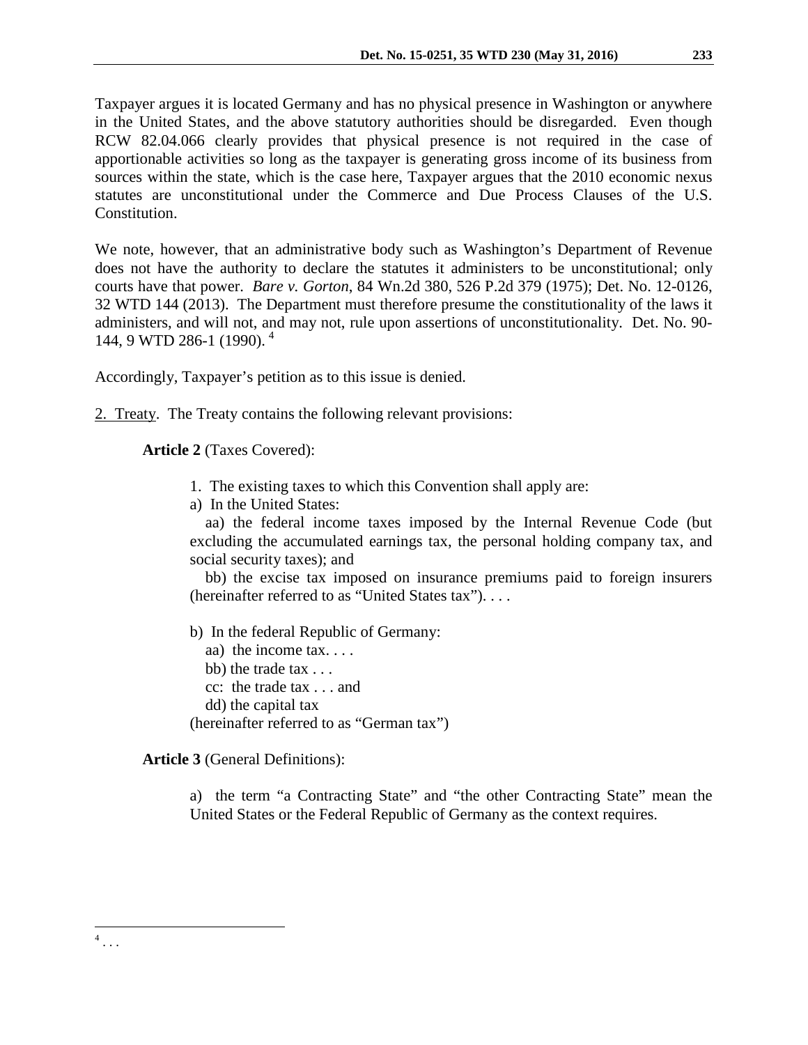Taxpayer argues it is located Germany and has no physical presence in Washington or anywhere in the United States, and the above statutory authorities should be disregarded. Even though RCW 82.04.066 clearly provides that physical presence is not required in the case of apportionable activities so long as the taxpayer is generating gross income of its business from sources within the state, which is the case here, Taxpayer argues that the 2010 economic nexus statutes are unconstitutional under the Commerce and Due Process Clauses of the U.S. Constitution.

We note, however, that an administrative body such as Washington's Department of Revenue does not have the authority to declare the statutes it administers to be unconstitutional; only courts have that power. *Bare v. Gorton*, 84 Wn.2d 380, 526 P.2d 379 (1975); Det. No. 12-0126, 32 WTD 144 (2013). The Department must therefore presume the constitutionality of the laws it administers, and will not, and may not, rule upon assertions of unconstitutionality. Det. No. 90-144, 9 WTD 286-1 (1990). [4]

Accordingly, Taxpayer's petition as to this issue is denied.

<u>2. Treaty</u>. The Treaty contains the following relevant provisions:

> **Article 2** (Taxes Covered):
>
> > 1. The existing taxes to which this Convention shall apply are:
> > a) In the United States:
> > aa) the federal income taxes imposed by the Internal Revenue Code (but excluding the accumulated earnings tax, the personal holding company tax, and social security taxes); and
> > bb) the excise tax imposed on insurance premiums paid to foreign insurers (hereinafter referred to as "United States tax"). . . .
> >
> > b) In the federal Republic of Germany:
> > aa) the income tax. . . .
> > bb) the trade tax . . .
> > cc: the trade tax . . . and
> > dd) the capital tax
> > (hereinafter referred to as "German tax")
>
> **Article 3** (General Definitions):
>
> > a) the term "a Contracting State" and "the other Contracting State" mean the United States or the Federal Republic of Germany as the context requires.

---

[4] . . .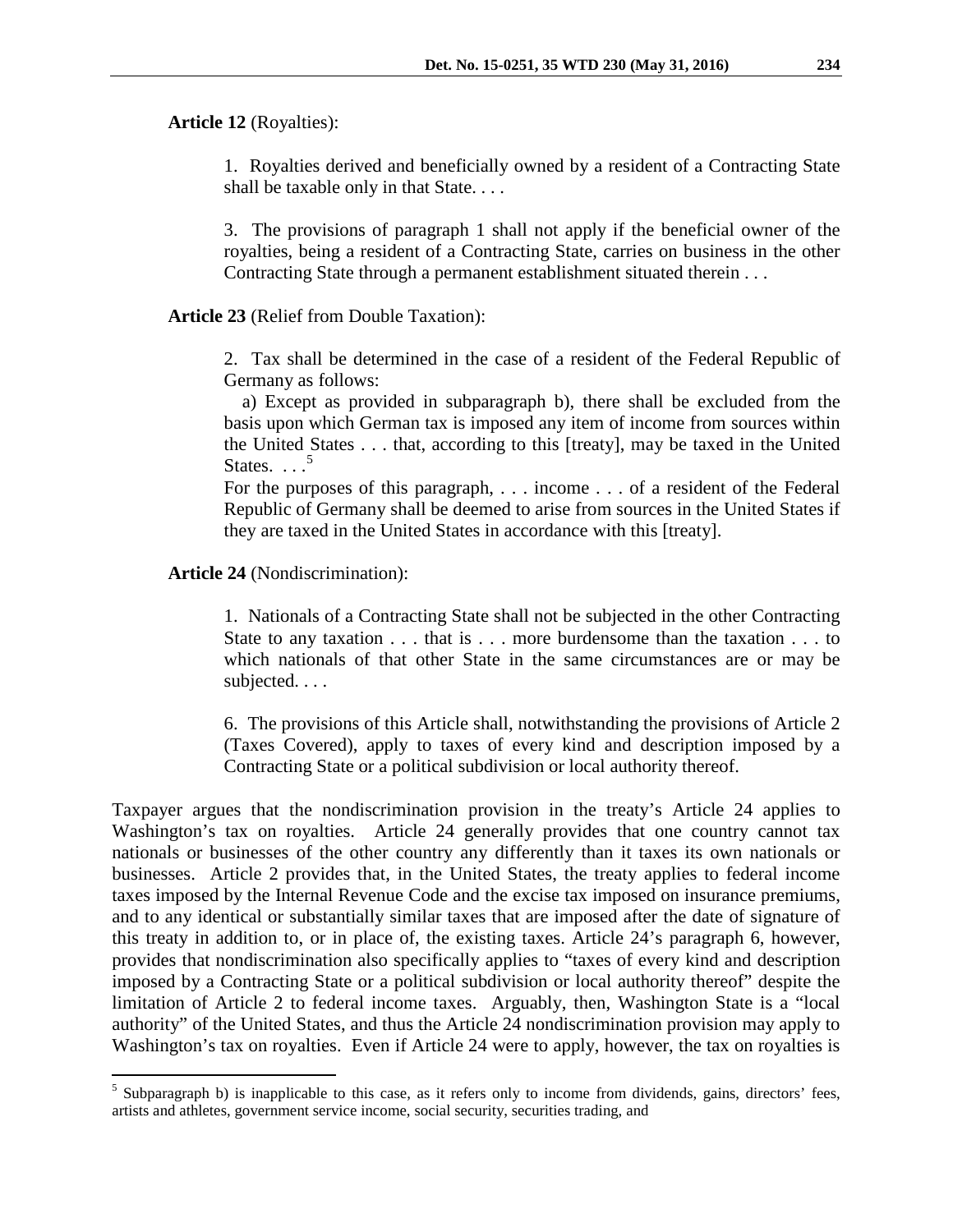**Article 12** (Royalties):

> 1. Royalties derived and beneficially owned by a resident of a Contracting State shall be taxable only in that State. . . .
>
> 3. The provisions of paragraph 1 shall not apply if the beneficial owner of the royalties, being a resident of a Contracting State, carries on business in the other Contracting State through a permanent establishment situated therein . . .

**Article 23** (Relief from Double Taxation):

> 2. Tax shall be determined in the case of a resident of the Federal Republic of Germany as follows:
>
> a) Except as provided in subparagraph b), there shall be excluded from the basis upon which German tax is imposed any item of income from sources within the United States . . . that, according to this [treaty], may be taxed in the United States. . . .[5]
>
> For the purposes of this paragraph, . . . income . . . of a resident of the Federal Republic of Germany shall be deemed to arise from sources in the United States if they are taxed in the United States in accordance with this [treaty].

**Article 24** (Nondiscrimination):

> 1. Nationals of a Contracting State shall not be subjected in the other Contracting State to any taxation . . . that is . . . more burdensome than the taxation . . . to which nationals of that other State in the same circumstances are or may be subjected. . . .
>
> 6. The provisions of this Article shall, notwithstanding the provisions of Article 2 (Taxes Covered), apply to taxes of every kind and description imposed by a Contracting State or a political subdivision or local authority thereof.

Taxpayer argues that the nondiscrimination provision in the treaty's Article 24 applies to Washington's tax on royalties. Article 24 generally provides that one country cannot tax nationals or businesses of the other country any differently than it taxes its own nationals or businesses. Article 2 provides that, in the United States, the treaty applies to federal income taxes imposed by the Internal Revenue Code and the excise tax imposed on insurance premiums, and to any identical or substantially similar taxes that are imposed after the date of signature of this treaty in addition to, or in place of, the existing taxes. Article 24's paragraph 6, however, provides that nondiscrimination also specifically applies to "taxes of every kind and description imposed by a Contracting State or a political subdivision or local authority thereof" despite the limitation of Article 2 to federal income taxes. Arguably, then, Washington State is a "local authority" of the United States, and thus the Article 24 nondiscrimination provision may apply to Washington's tax on royalties. Even if Article 24 were to apply, however, the tax on royalties is

---

[5] Subparagraph b) is inapplicable to this case, as it refers only to income from dividends, gains, directors' fees, artists and athletes, government service income, social security, securities trading, and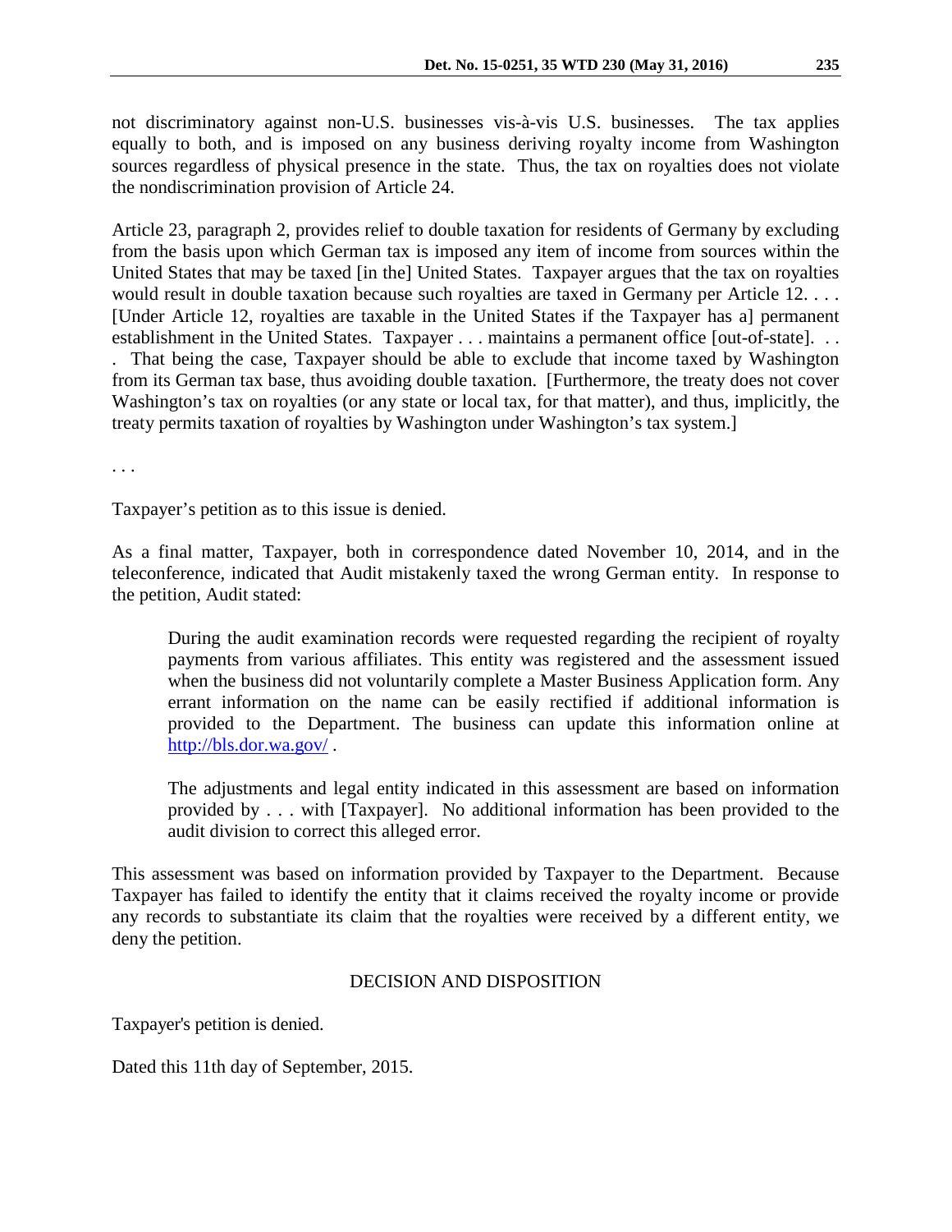not discriminatory against non-U.S. businesses vis-à-vis U.S. businesses. The tax applies equally to both, and is imposed on any business deriving royalty income from Washington sources regardless of physical presence in the state. Thus, the tax on royalties does not violate the nondiscrimination provision of Article 24.

Article 23, paragraph 2, provides relief to double taxation for residents of Germany by excluding from the basis upon which German tax is imposed any item of income from sources within the United States that may be taxed [in the] United States. Taxpayer argues that the tax on royalties would result in double taxation because such royalties are taxed in Germany per Article 12. . . . [Under Article 12, royalties are taxable in the United States if the Taxpayer has a] permanent establishment in the United States. Taxpayer . . . maintains a permanent office [out-of-state]. . . . That being the case, Taxpayer should be able to exclude that income taxed by Washington from its German tax base, thus avoiding double taxation. [Furthermore, the treaty does not cover Washington's tax on royalties (or any state or local tax, for that matter), and thus, implicitly, the treaty permits taxation of royalties by Washington under Washington's tax system.]

. . .

Taxpayer's petition as to this issue is denied.

As a final matter, Taxpayer, both in correspondence dated November 10, 2014, and in the teleconference, indicated that Audit mistakenly taxed the wrong German entity. In response to the petition, Audit stated:

> During the audit examination records were requested regarding the recipient of royalty payments from various affiliates. This entity was registered and the assessment issued when the business did not voluntarily complete a Master Business Application form. Any errant information on the name can be easily rectified if additional information is provided to the Department. The business can update this information online at http://bls.dor.wa.gov/ .
>
> The adjustments and legal entity indicated in this assessment are based on information provided by . . . with [Taxpayer]. No additional information has been provided to the audit division to correct this alleged error.

This assessment was based on information provided by Taxpayer to the Department. Because Taxpayer has failed to identify the entity that it claims received the royalty income or provide any records to substantiate its claim that the royalties were received by a different entity, we deny the petition.

## DECISION AND DISPOSITION

Taxpayer's petition is denied.

Dated this 11th day of September, 2015.